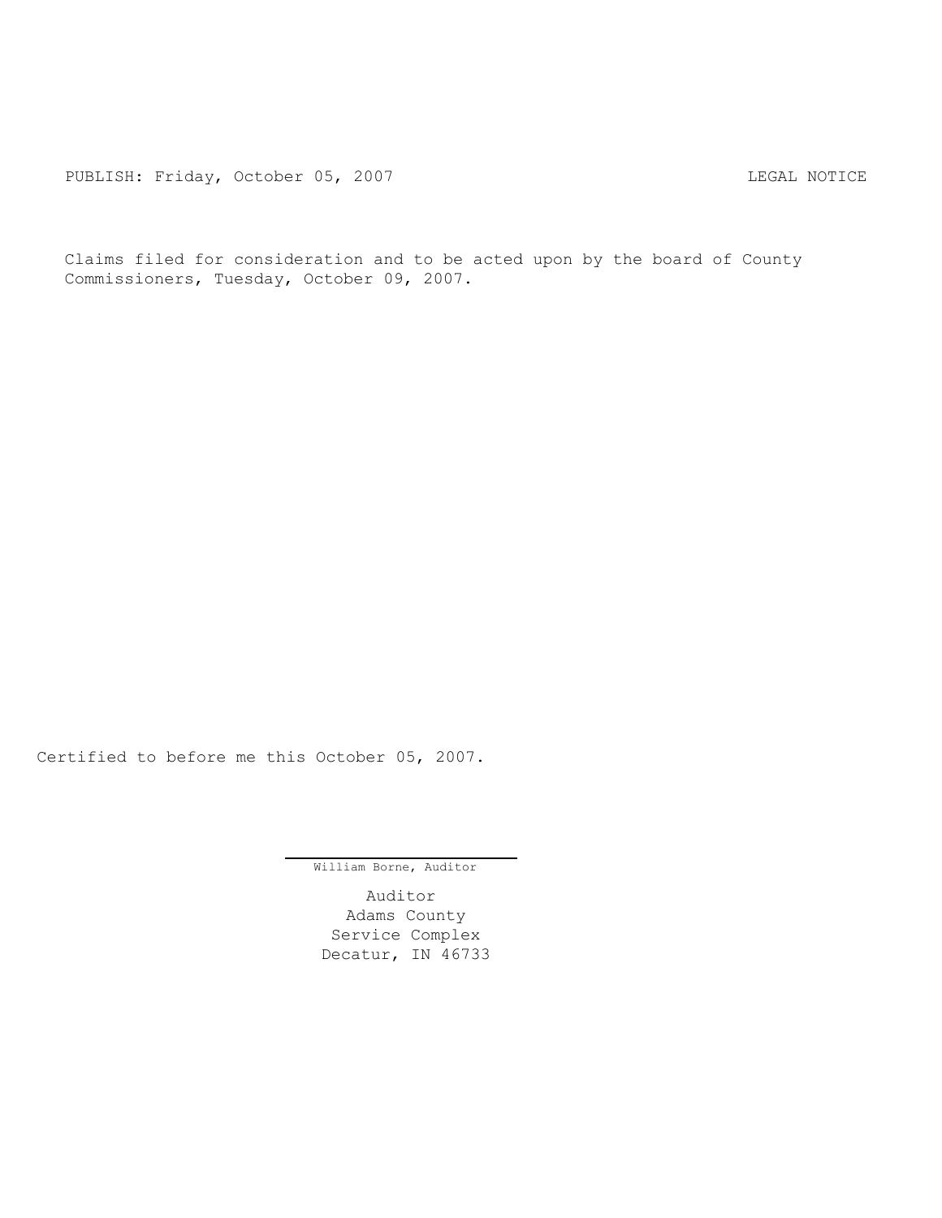PUBLISH: Friday, October 05, 2007 LEGAL NOTICE

Claims filed for consideration and to be acted upon by the board of County Commissioners, Tuesday, October 09, 2007.

Certified to before me this October 05, 2007.

William Borne, Auditor

Auditor
Adams County
Service Complex
Decatur, IN 46733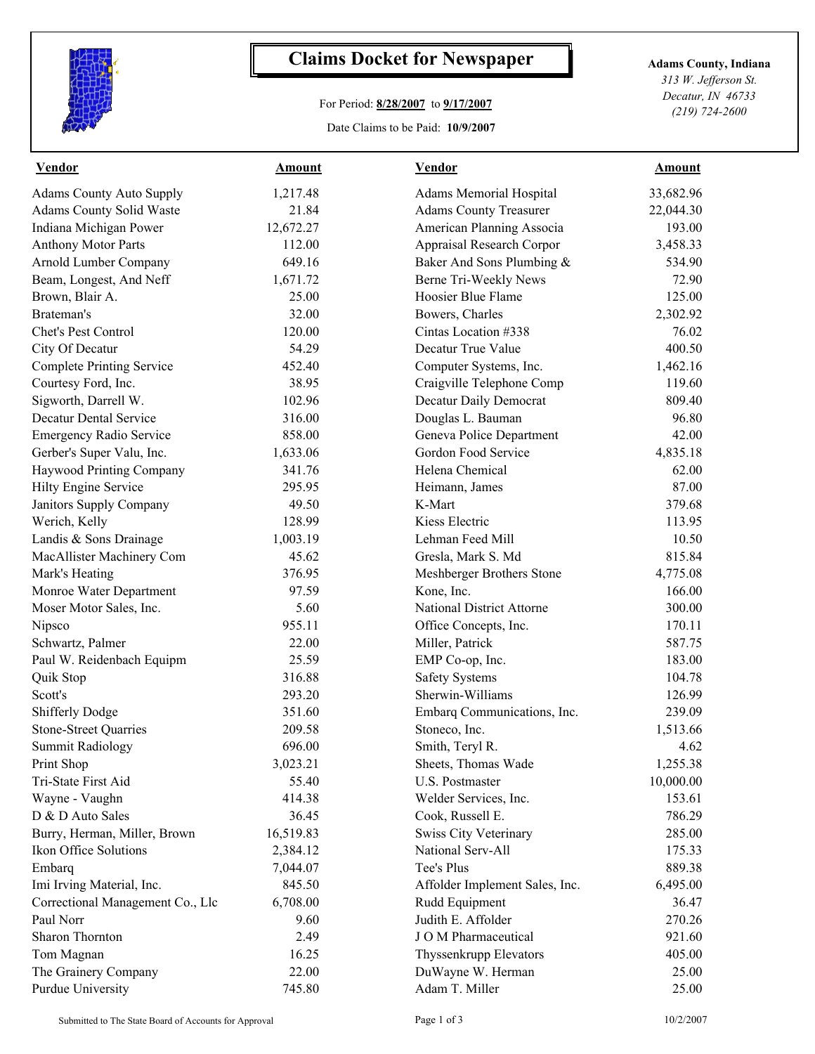# Claims Docket for Newspaper

For Period: **8/28/2007** to **9/17/2007**

Date Claims to be Paid: **10/9/2007**

**Adams County, Indiana**
*313 W. Jefferson St.*
*Decatur, IN 46733*
*(219) 724-2600*

| Vendor | Amount | Vendor | Amount |
|---|---|---|---|
| Adams County Auto Supply | 1,217.48 | Adams Memorial Hospital | 33,682.96 |
| Adams County Solid Waste | 21.84 | Adams County Treasurer | 22,044.30 |
| Indiana Michigan Power | 12,672.27 | American Planning Associa | 193.00 |
| Anthony Motor Parts | 112.00 | Appraisal Research Corpor | 3,458.33 |
| Arnold Lumber Company | 649.16 | Baker And Sons Plumbing & | 534.90 |
| Beam, Longest, And Neff | 1,671.72 | Berne Tri-Weekly News | 72.90 |
| Brown, Blair A. | 25.00 | Hoosier Blue Flame | 125.00 |
| Brateman's | 32.00 | Bowers, Charles | 2,302.92 |
| Chet's Pest Control | 120.00 | Cintas Location #338 | 76.02 |
| City Of Decatur | 54.29 | Decatur True Value | 400.50 |
| Complete Printing Service | 452.40 | Computer Systems, Inc. | 1,462.16 |
| Courtesy Ford, Inc. | 38.95 | Craigville Telephone Comp | 119.60 |
| Sigworth, Darrell W. | 102.96 | Decatur Daily Democrat | 809.40 |
| Decatur Dental Service | 316.00 | Douglas L. Bauman | 96.80 |
| Emergency Radio Service | 858.00 | Geneva Police Department | 42.00 |
| Gerber's Super Valu, Inc. | 1,633.06 | Gordon Food Service | 4,835.18 |
| Haywood Printing Company | 341.76 | Helena Chemical | 62.00 |
| Hilty Engine Service | 295.95 | Heimann, James | 87.00 |
| Janitors Supply Company | 49.50 | K-Mart | 379.68 |
| Werich, Kelly | 128.99 | Kiess Electric | 113.95 |
| Landis & Sons Drainage | 1,003.19 | Lehman Feed Mill | 10.50 |
| MacAllister Machinery Com | 45.62 | Gresla, Mark S. Md | 815.84 |
| Mark's Heating | 376.95 | Meshberger Brothers Stone | 4,775.08 |
| Monroe Water Department | 97.59 | Kone, Inc. | 166.00 |
| Moser Motor Sales, Inc. | 5.60 | National District Attorne | 300.00 |
| Nipsco | 955.11 | Office Concepts, Inc. | 170.11 |
| Schwartz, Palmer | 22.00 | Miller, Patrick | 587.75 |
| Paul W. Reidenbach Equipm | 25.59 | EMP Co-op, Inc. | 183.00 |
| Quik Stop | 316.88 | Safety Systems | 104.78 |
| Scott's | 293.20 | Sherwin-Williams | 126.99 |
| Shifferly Dodge | 351.60 | Embarq Communications, Inc. | 239.09 |
| Stone-Street Quarries | 209.58 | Stoneco, Inc. | 1,513.66 |
| Summit Radiology | 696.00 | Smith, Teryl R. | 4.62 |
| Print Shop | 3,023.21 | Sheets, Thomas Wade | 1,255.38 |
| Tri-State First Aid | 55.40 | U.S. Postmaster | 10,000.00 |
| Wayne - Vaughn | 414.38 | Welder Services, Inc. | 153.61 |
| D & D Auto Sales | 36.45 | Cook, Russell E. | 786.29 |
| Burry, Herman, Miller, Brown | 16,519.83 | Swiss City Veterinary | 285.00 |
| Ikon Office Solutions | 2,384.12 | National Serv-All | 175.33 |
| Embarq | 7,044.07 | Tee's Plus | 889.38 |
| Imi Irving Material, Inc. | 845.50 | Affolder Implement Sales, Inc. | 6,495.00 |
| Correctional Management Co., Llc | 6,708.00 | Rudd Equipment | 36.47 |
| Paul Norr | 9.60 | Judith E. Affolder | 270.26 |
| Sharon Thornton | 2.49 | J O M Pharmaceutical | 921.60 |
| Tom Magnan | 16.25 | Thyssenkrupp Elevators | 405.00 |
| The Grainery Company | 22.00 | DuWayne W. Herman | 25.00 |
| Purdue University | 745.80 | Adam T. Miller | 25.00 |

Submitted to The State Board of Accounts for Approval

10/2/2007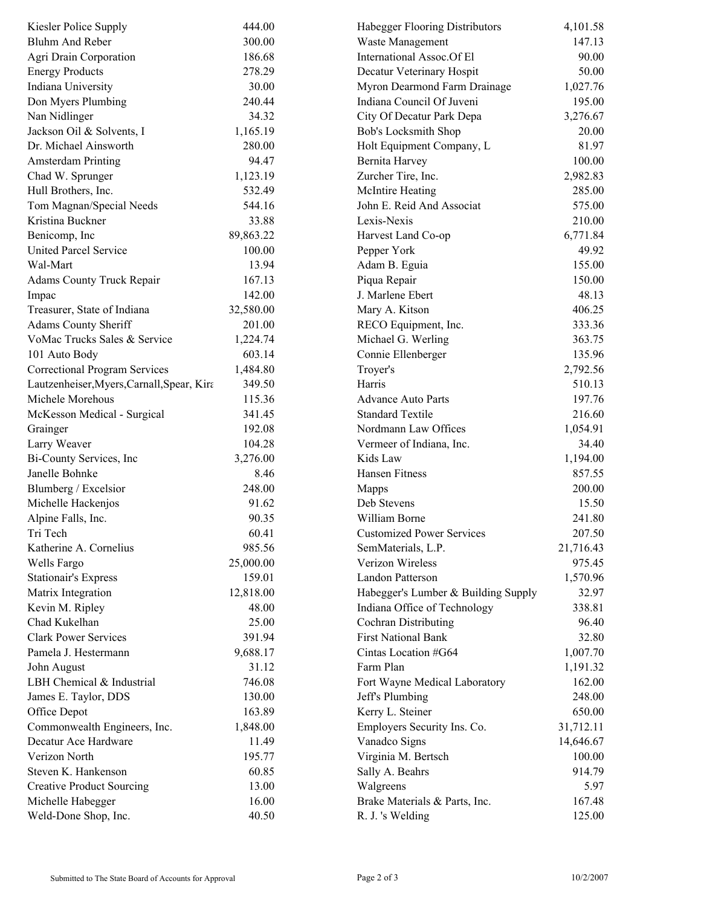| Vendor | Amount |
|---|---|
| Kiesler Police Supply | 444.00 |
| Bluhm And Reber | 300.00 |
| Agri Drain Corporation | 186.68 |
| Energy Products | 278.29 |
| Indiana University | 30.00 |
| Don Myers Plumbing | 240.44 |
| Nan Nidlinger | 34.32 |
| Jackson Oil & Solvents, I | 1,165.19 |
| Dr. Michael Ainsworth | 280.00 |
| Amsterdam Printing | 94.47 |
| Chad W. Sprunger | 1,123.19 |
| Hull Brothers, Inc. | 532.49 |
| Tom Magnan/Special Needs | 544.16 |
| Kristina Buckner | 33.88 |
| Benicomp, Inc | 89,863.22 |
| United Parcel Service | 100.00 |
| Wal-Mart | 13.94 |
| Adams County Truck Repair | 167.13 |
| Impac | 142.00 |
| Treasurer, State of Indiana | 32,580.00 |
| Adams County Sheriff | 201.00 |
| VoMac Trucks Sales & Service | 1,224.74 |
| 101 Auto Body | 603.14 |
| Correctional Program Services | 1,484.80 |
| Lautzenheiser,Myers,Carnall,Spear, Kira | 349.50 |
| Michele Morehous | 115.36 |
| McKesson Medical - Surgical | 341.45 |
| Grainger | 192.08 |
| Larry Weaver | 104.28 |
| Bi-County Services, Inc | 3,276.00 |
| Janelle Bohnke | 8.46 |
| Blumberg / Excelsior | 248.00 |
| Michelle Hackenjos | 91.62 |
| Alpine Falls, Inc. | 90.35 |
| Tri Tech | 60.41 |
| Katherine A. Cornelius | 985.56 |
| Wells Fargo | 25,000.00 |
| Stationair's Express | 159.01 |
| Matrix Integration | 12,818.00 |
| Kevin M. Ripley | 48.00 |
| Chad Kukelhan | 25.00 |
| Clark Power Services | 391.94 |
| Pamela J. Hestermann | 9,688.17 |
| John August | 31.12 |
| LBH Chemical & Industrial | 746.08 |
| James E. Taylor, DDS | 130.00 |
| Office Depot | 163.89 |
| Commonwealth Engineers, Inc. | 1,848.00 |
| Decatur Ace Hardware | 11.49 |
| Verizon North | 195.77 |
| Steven K. Hankenson | 60.85 |
| Creative Product Sourcing | 13.00 |
| Michelle Habegger | 16.00 |
| Weld-Done Shop, Inc. | 40.50 |
| Habegger Flooring Distributors | 4,101.58 |
| Waste Management | 147.13 |
| International Assoc.Of El | 90.00 |
| Decatur Veterinary Hospit | 50.00 |
| Myron Dearmond Farm Drainage | 1,027.76 |
| Indiana Council Of Juveni | 195.00 |
| City Of Decatur Park Depa | 3,276.67 |
| Bob's Locksmith Shop | 20.00 |
| Holt Equipment Company, L | 81.97 |
| Bernita Harvey | 100.00 |
| Zurcher Tire, Inc. | 2,982.83 |
| McIntire Heating | 285.00 |
| John E. Reid And Associat | 575.00 |
| Lexis-Nexis | 210.00 |
| Harvest Land Co-op | 6,771.84 |
| Pepper York | 49.92 |
| Adam B. Eguia | 155.00 |
| Piqua Repair | 150.00 |
| J. Marlene Ebert | 48.13 |
| Mary A. Kitson | 406.25 |
| RECO Equipment, Inc. | 333.36 |
| Michael G. Werling | 363.75 |
| Connie Ellenberger | 135.96 |
| Troyer's | 2,792.56 |
| Harris | 510.13 |
| Advance Auto Parts | 197.76 |
| Standard Textile | 216.60 |
| Nordmann Law Offices | 1,054.91 |
| Vermeer of Indiana, Inc. | 34.40 |
| Kids Law | 1,194.00 |
| Hansen Fitness | 857.55 |
| Mapps | 200.00 |
| Deb Stevens | 15.50 |
| William Borne | 241.80 |
| Customized Power Services | 207.50 |
| SemMaterials, L.P. | 21,716.43 |
| Verizon Wireless | 975.45 |
| Landon Patterson | 1,570.96 |
| Habegger's Lumber & Building Supply | 32.97 |
| Indiana Office of Technology | 338.81 |
| Cochran Distributing | 96.40 |
| First National Bank | 32.80 |
| Cintas Location #G64 | 1,007.70 |
| Farm Plan | 1,191.32 |
| Fort Wayne Medical Laboratory | 162.00 |
| Jeff's Plumbing | 248.00 |
| Kerry L. Steiner | 650.00 |
| Employers Security Ins. Co. | 31,712.11 |
| Vanadco Signs | 14,646.67 |
| Virginia M. Bertsch | 100.00 |
| Sally A. Beahrs | 914.79 |
| Walgreens | 5.97 |
| Brake Materials & Parts, Inc. | 167.48 |
| R. J. 's Welding | 125.00 |

Submitted to The State Board of Accounts for Approval

10/2/2007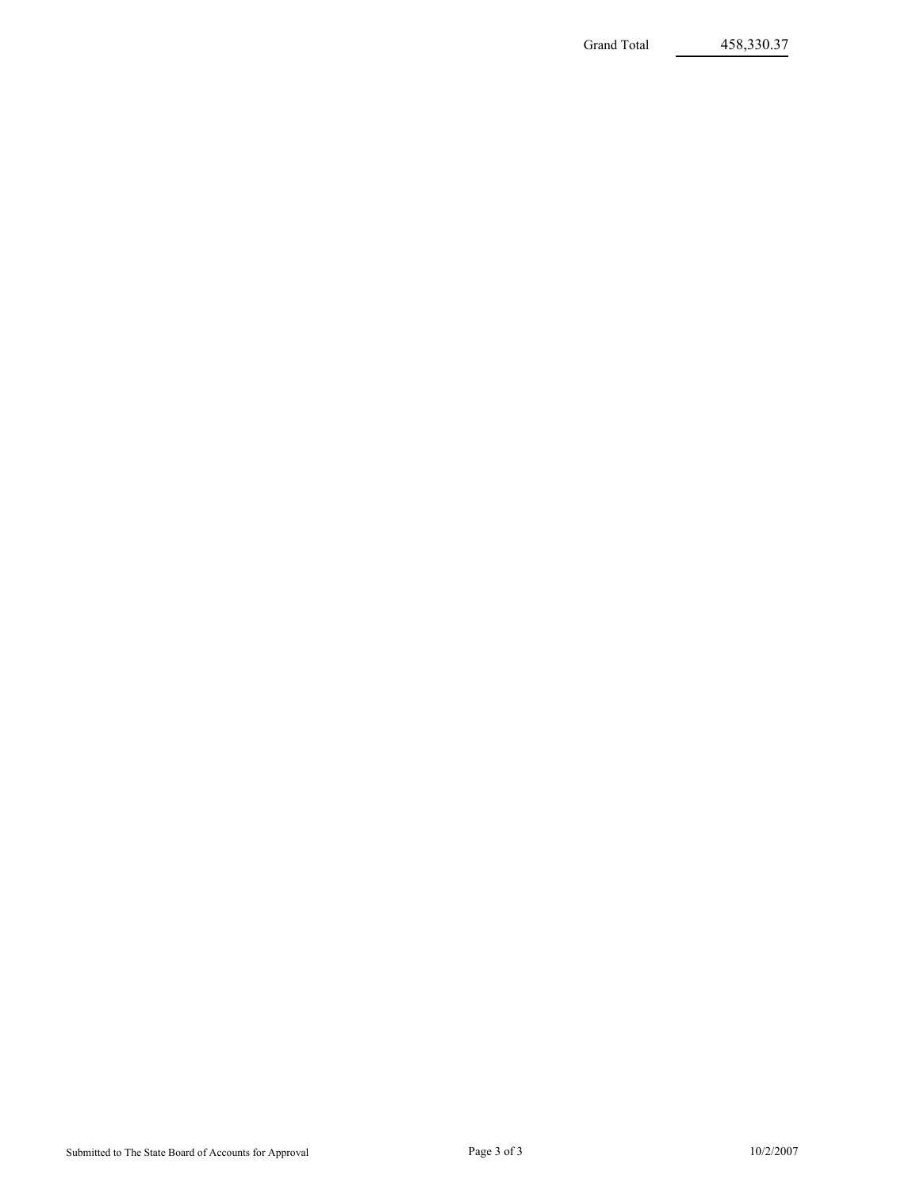Grand Total 458,330.37

Submitted to The State Board of Accounts for Approval

10/2/2007